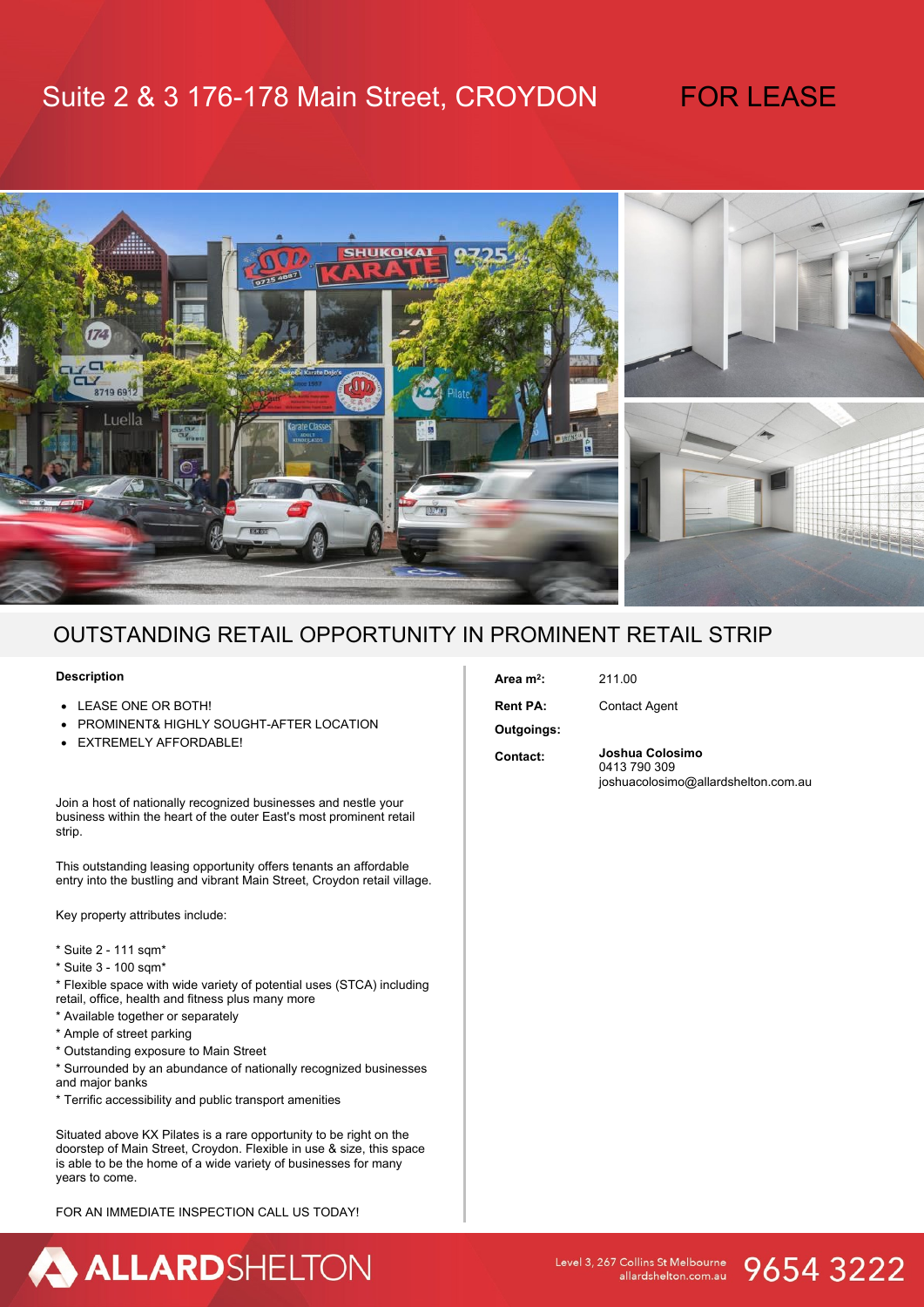# Suite 2 & 3 176-178 Main Street, CROYDON

FOR LEASE

## OUTSTANDING RETAIL OPPORTUNITY IN PROMINENT RETAIL STRIP

**Description**

- LEASE ONE OR BOTH!
- PROMINENT& HIGHLY SOUGHT-AFTER LOCATION
- EXTREMELY AFFORDABLE!

Join a host of nationally recognized businesses and nestle your business within the heart of the outer East's most prominent retail strip.

This outstanding leasing opportunity offers tenants an affordable entry into the bustling and vibrant Main Street, Croydon retail village.

Key property attributes include:

* Suite 2 - 111 sqm*
* Suite 3 - 100 sqm*
* Flexible space with wide variety of potential uses (STCA) including retail, office, health and fitness plus many more
* Available together or separately
* Ample of street parking
* Outstanding exposure to Main Street
* Surrounded by an abundance of nationally recognized businesses and major banks
* Terrific accessibility and public transport amenities

Situated above KX Pilates is a rare opportunity to be right on the doorstep of Main Street, Croydon. Flexible in use & size, this space is able to be the home of a wide variety of businesses for many years to come.

FOR AN IMMEDIATE INSPECTION CALL US TODAY!

**Area m²:** 211.00

**Rent PA:** Contact Agent

**Outgoings:**

**Contact:** Joshua Colosimo
0413 790 309
joshuacolosimo@allardshelton.com.au

ALLARDSHELTON

Level 3, 267 Collins St Melbourne
allardshelton.com.au
9654 3222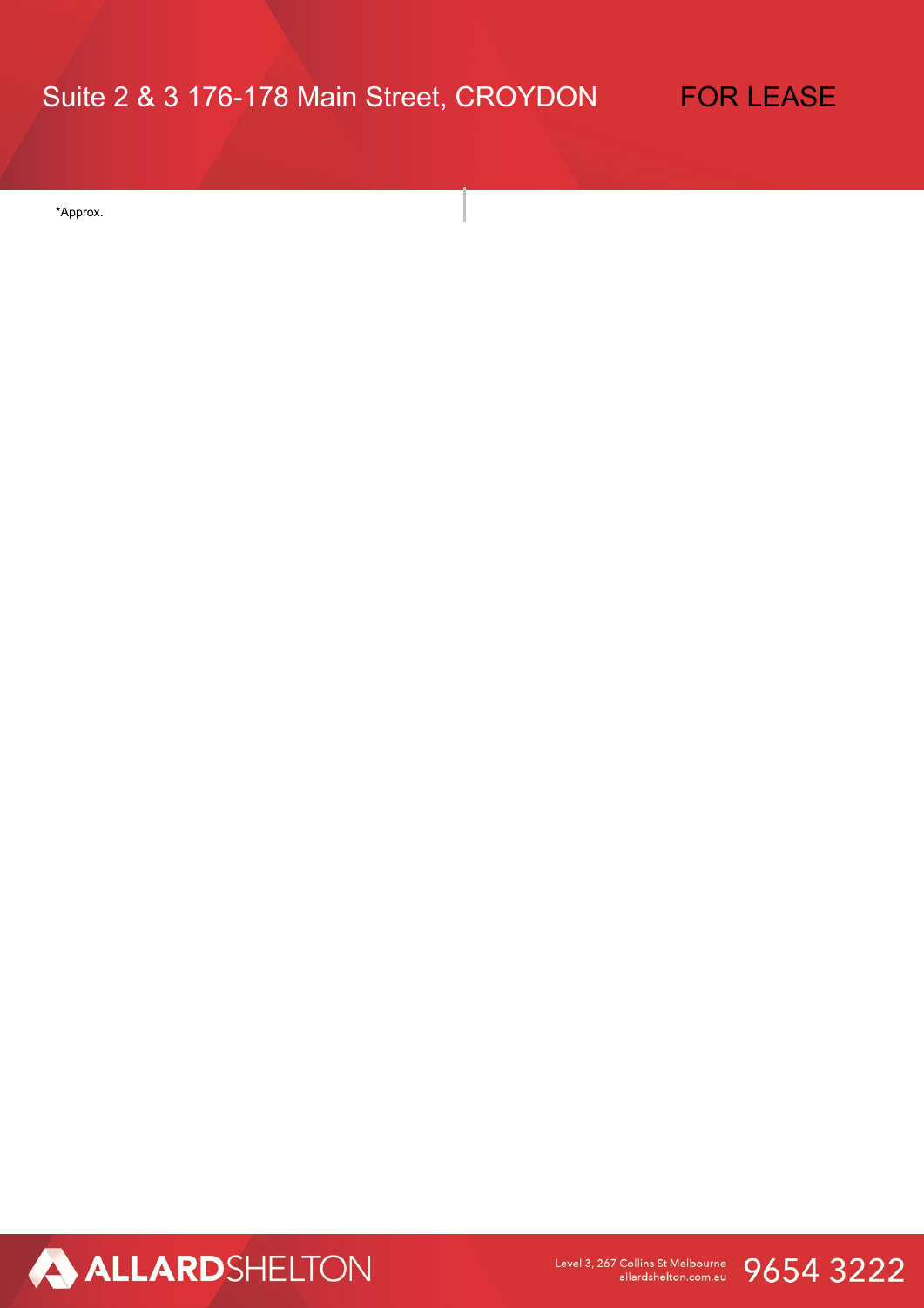# Suite 2 & 3 176-178 Main Street, CROYDON

FOR LEASE

*Approx.

ALLARDSHELTON

Level 3, 267 Collins St Melbourne
allardshelton.com.au

9654 3222